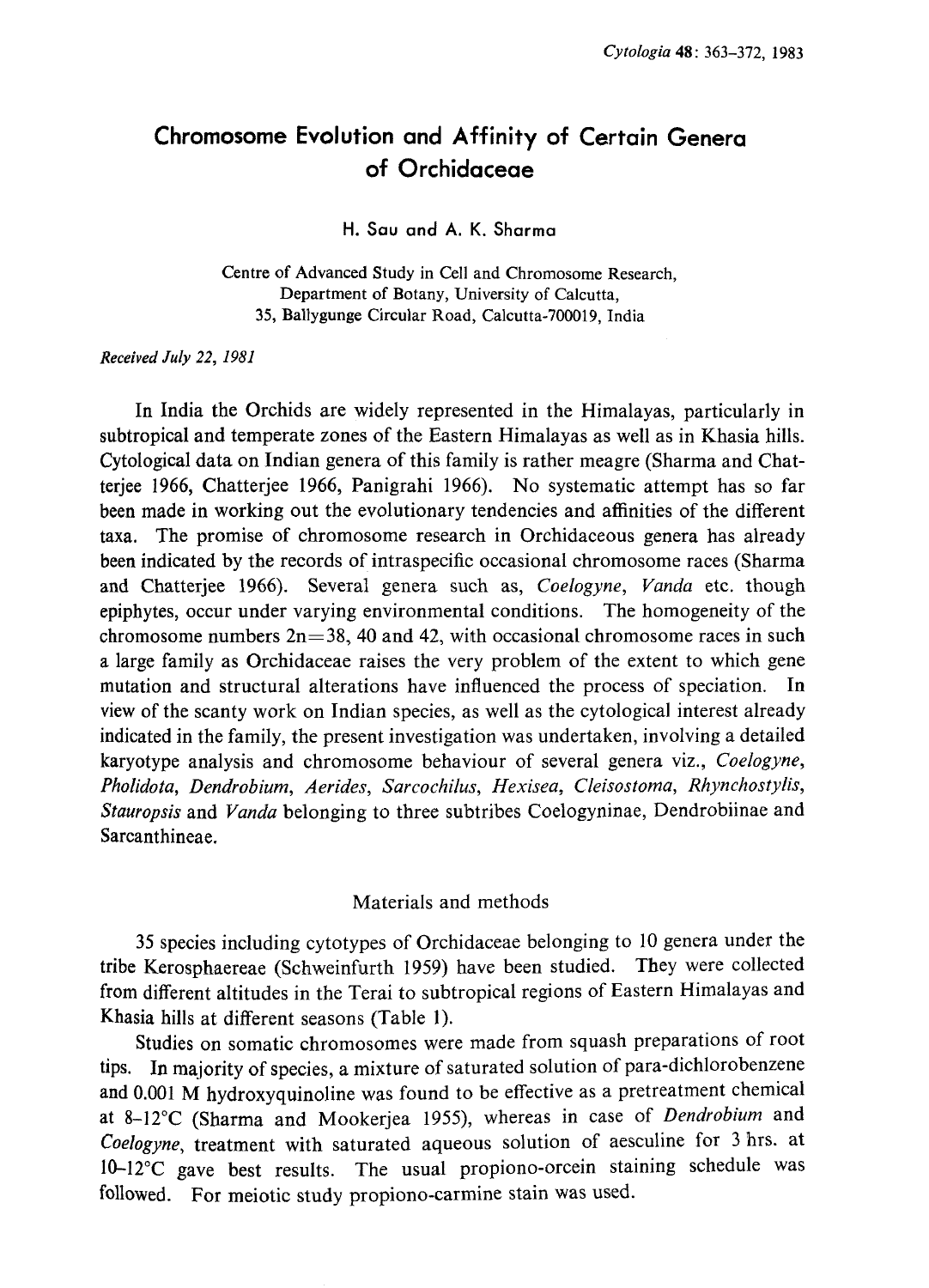# Chromosome Evolution and Affinity of Certain Genera of Orchidaceae

H. Sau and A. K. Sharma

Centre of Advanced Study in Cell and Chromosome Research, Department of Botany, University of Calcutta, 35, Ballygunge Circular Road, Calcutta-700019, India

*Received July 22, 1981*

In India the Orchids are widely represented in the Himalayas, particularly in subtropical and temperate zones of the Eastern Himalayas as well as in Khasia hills. Cytological data on Indian genera of this family is rather meagre (Sharma and Chatterjee 1966, Chatterjee 1966, Panigrahi 1966). No systematic attempt has so far been made in working out the evolutionary tendencies and affinities of the different taxa. The promise of chromosome research in Orchidaceous genera has already been indicated by the records of intraspecific occasional chromosome races (Sharma and Chatterjee 1966). Several genera such as, *Coelogyne*, *Vanda* etc. though epiphytes, occur under varying environmental conditions. The homogeneity of the chromosome numbers $2n=38$, 40 and 42, with occasional chromosome races in such a large family as Orchidaceae raises the very problem of the extent to which gene mutation and structural alterations have influenced the process of speciation. In view of the scanty work on Indian species, as well as the cytological interest already indicated in the family, the present investigation was undertaken, involving a detailed karyotype analysis and chromosome behaviour of several genera viz., *Coelogyne*, *Pholidota*, *Dendrobium*, *Aerides*, *Sarcochilus*, *Hexisea*, *Cleisostoma*, *Rhynchostylis*, *Stauropsis* and *Vanda* belonging to three subtribes Coelogyninae, Dendrobiinae and Sarcanthineae.

## Materials and methods

35 species including cytotypes of Orchidaceae belonging to 10 genera under the tribe Kerosphaereae (Schweinfurth 1959) have been studied. They were collected from different altitudes in the Terai to subtropical regions of Eastern Himalayas and Khasia hills at different seasons (Table 1).

Studies on somatic chromosomes were made from squash preparations of root tips. In majority of species, a mixture of saturated solution of para-dichlorobenzene and 0.001 M hydroxyquinoline was found to be effective as a pretreatment chemical at 8–12°C (Sharma and Mookerjea 1955), whereas in case of *Dendrobium* and *Coelogyne*, treatment with saturated aqueous solution of aesculine for 3 hrs. at 10–12°C gave best results. The usual propiono-orcein staining schedule was followed. For meiotic study propiono-carmine stain was used.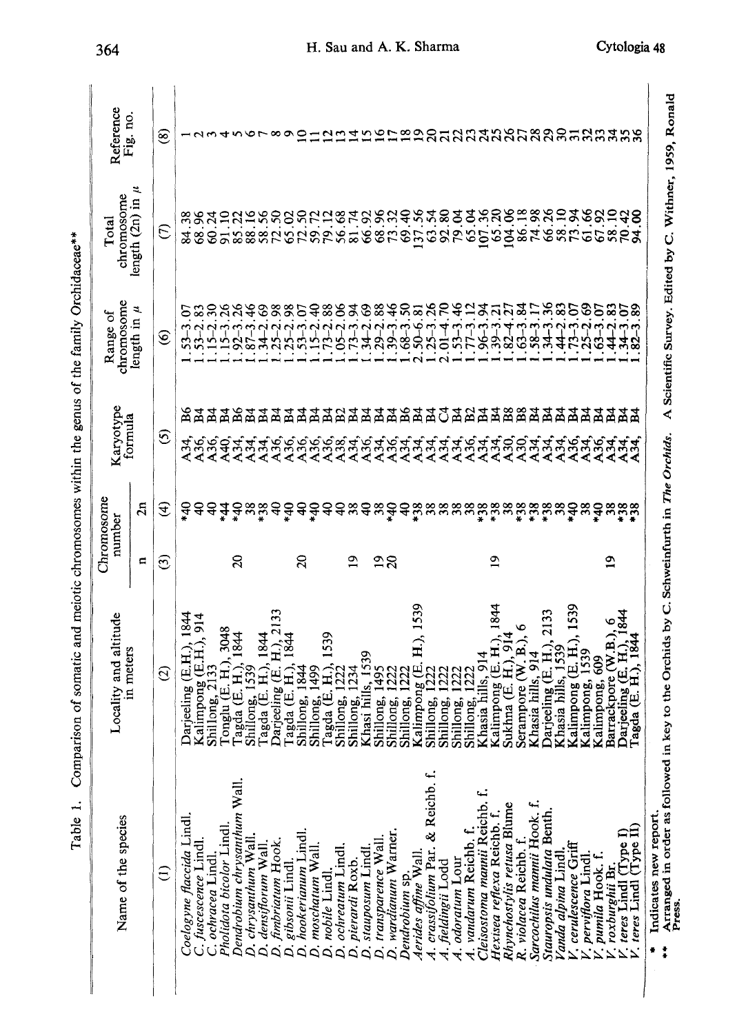Table 1. Comparison of somatic and meiotic chromosomes within the genus of the family Orchidaceae**

| Name of the species | Locality and altitude in meters | Chromosome number | | Karyotype formula | Range of chromosome length in μ | Total chromosome length (2n) in μ | Reference Fig. no. |
|---|---|---|---|---|---|---|---|
| | | n | 2n | | | | |
| (1) | (2) | (3) | (4) | (5) | (6) | (7) | (8) |
| *Coelogyne flaccida* Lindl. | Darjeeling (E.H.), 1844 | | *40 | A34, B6 | 1.53–3.07 | 84.38 | 1 |
| *C. fuscescence* Lindl. | Kalimpong (E.H.), 914 | | 40 | A36, B4 | 1.53–2.83 | 68.96 | 2 |
| *C. ochracea* Lindl. | Shillong, 2133 | | 40 | A36, B4 | 1.15–2.30 | 60.24 | 3 |
| *Pholidota bicolor* Lindl. | Tonglu (E. H.), 3048 | | *44 | A40, B4 | 1.15–3.26 | 91.10 | 4 |
| *Dendrobium chrysanthum* Wall. | Tagda (E. H.), 1844 | 20 | *40 | A34, B6 | 1.92–3.26 | 85.22 | 5 |
| *D. chrysanthum* Wall. | Shilong, 1539 | | 38 | A34, B4 | 1.87–3.46 | 88.16 | 6 |
| *D. densiflorum* Wall. | Tagda (E. H.), 1844 | | *38 | A34, B4 | 1.34–2.69 | 58.56 | 7 |
| *D. fimbriatum* Hook. | Darjeeling (E. H.), 2133 | | 40 | A36, B4 | 1.25–2.98 | 72.50 | 8 |
| *D. gibsonii* Lindl. | Tagda (E. H.), 1844 | | *40 | A36, B4 | 1.25–2.98 | 65.02 | 9 |
| *D. hookerianum* Lindl. | Shillong, 1844 | 20 | 40 | A36, B4 | 1.53–3.07 | 72.50 | 10 |
| *D. moschatum* Wall. | Shillong, 1499 | | *40 | A36, B4 | 1.15–2.40 | 59.72 | 11 |
| *D. nobile* Lindl. | Tagda (E. H.), 1539 | | 40 | A36, B4 | 1.73–2.88 | 79.12 | 12 |
| *D. ochreatum* Lindl. | Shillong, 1222 | | 40 | A38, B2 | 1.05–2.06 | 56.68 | 13 |
| *D. pierardi* Roxb. | Shillong, 1234 | 19 | 38 | A34, B4 | 1.73–3.94 | 81.74 | 14 |
| *D. stauposum* Lindl. | Khasi hills, 1539 | | 40 | A36, B4 | 1.34–2.69 | 66.92 | 15 |
| *D. transparence* Wall. | Shillong, 1495 | 19 | 38 | A34, B4 | 1.29–2.88 | 68.96 | 16 |
| *D. wardianum* Warner. | Shillong, 1222 | 20 | *40 | A36, B4 | 1.39–3.46 | 73.32 | 17 |
| *Dendrobium* sp. | Shillong, 1222 | | 40 | A34, B6 | 1.68–3.50 | 69.40 | 18 |
| *Aerides affine* Wall. | Kalimpong (E. H.), 1539 | | *38 | A34, B4 | 2.50–6.81 | 137.56 | 19 |
| *A. crassifolium* Par. & Reichb. f. | Shillong, 1222 | | 38 | A34, B4 | 1.25–3.26 | 63.54 | 20 |
| *A. fieldingii* Lodd | Shillong, 1222 | | 38 | A34, C4 | 2.01–4.70 | 92.80 | 21 |
| *A. odoratum* Lour | Shillong, 1222 | | 38 | A34, B4 | 1.53–3.46 | 79.04 | 22 |
| *A. vandarum* Reichb. f. | Shillong, 1222 | | 38 | A36, B2 | 1.77–3.12 | 65.04 | 23 |
| *Cleisostoma mannii* Reichb. f. | Khasia hills, 914 | | *38 | A34, B4 | 1.96–3.94 | 107.36 | 24 |
| *Hexisea reflexa* Reichb. f. | Kalimpong (E. H.), 1844 | 19 | *38 | A34, B4 | 1.39–3.21 | 65.20 | 25 |
| *Rhynchostylis retusa* Blume | Sukhna (E. H.), 914 | | 38 | A30, B8 | 1.82–4.27 | 104.06 | 26 |
| *R. violacea* Reichb. f. | Serampore (W. B.), 6 | | *38 | A30, B8 | 1.63–3.84 | 86.18 | 27 |
| *Sarcochilus mannii* Hook. f. | Khasia hills, 914 | | *38 | A34, B4 | 1.58–3.17 | 74.98 | 28 |
| *Stauropsis undulata* Benth. | Darjeeling (E. H.), 2133 | | *38 | A34, B4 | 1.34–3.36 | 66.26 | 29 |
| *Vanda alpina* Lindl. | Khasia hills, 1539 | | 38 | A34, B4 | 1.44–2.83 | 58.10 | 30 |
| *V. cerulescence* Griff | Kalimpong (E. H.), 1539 | | *40 | A36, B4 | 1.73–3.07 | 73.94 | 31 |
| *V. perviflora* Lindl. | Kalimpong, 1539 | | 38 | A34, B4 | 1.25–2.69 | 61.66 | 32 |
| *V. pumila* Hook. f. | Kalimpong, 609 | | *40 | A36, B4 | 1.63–3.07 | 67.92 | 33 |
| *V. roxburghii* Br. | Barrackpore (W.B.), 6 | 19 | 38 | A34, B4 | 1.44–2.83 | 58.10 | 34 |
| *V. teres* Lindl (Type I) | Darjeeling (E. H.), 1844 | | *38 | A34, B4 | 1.34–3.07 | 70.42 | 35 |
| *V. teres* Lindl (Type II) | Tagda (E. H.), 1844 | | *38 | A34, B4 | 1.82–3.89 | 94.00 | 36 |

\* Indicates new report.

\*\* Arranged in order as followed in key to the Orchids by C. Schweinfurth in *The Orchids*. A Scientific Survey. Edited by C. Withner, 1959, Ronald Press.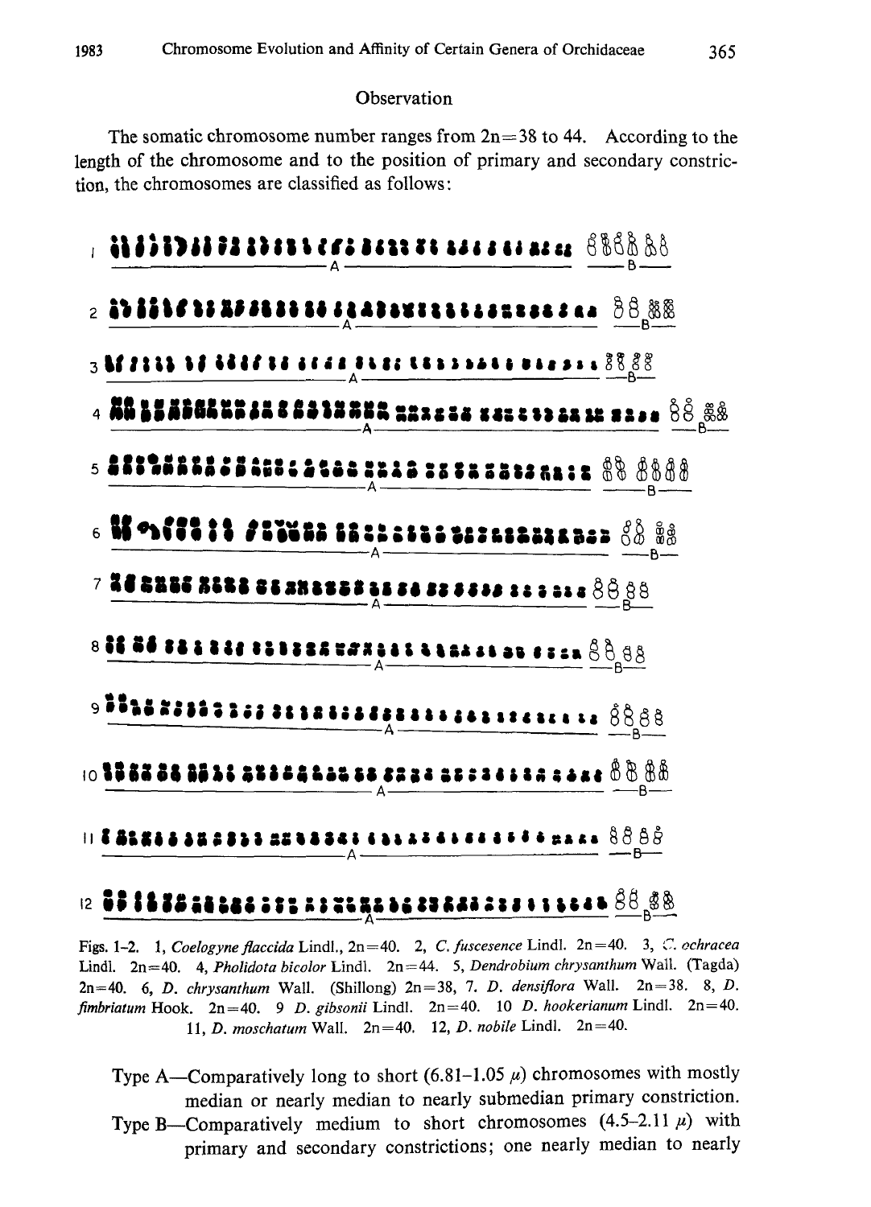## Observation

The somatic chromosome number ranges from 2n=38 to 44. According to the length of the chromosome and to the position of primary and secondary constriction, the chromosomes are classified as follows:

Figs. 1–2. 1, *Coelogyne flaccida* Lindl., 2n=40. 2, *C. fuscesence* Lindl. 2n=40. 3, *C. ochracea* Lindl. 2n=40. 4, *Pholidota bicolor* Lindl. 2n=44. 5, *Dendrobium chrysanthum* Wall. (Tagda) 2n=40. 6, *D. chrysanthum* Wall. (Shillong) 2n=38, 7. *D. densiflora* Wall. 2n=38. 8, *D. fimbriatum* Hook. 2n=40. 9 *D. gibsonii* Lindl. 2n=40. 10 *D. hookerianum* Lindl. 2n=40. 11, *D. moschatum* Wall. 2n=40. 12, *D. nobile* Lindl. 2n=40.

Type A—Comparatively long to short (6.81–1.05 $\mu$) chromosomes with mostly median or nearly median to nearly submedian primary constriction.

Type B—Comparatively medium to short chromosomes (4.5–2.11 $\mu$) with primary and secondary constrictions; one nearly median to nearly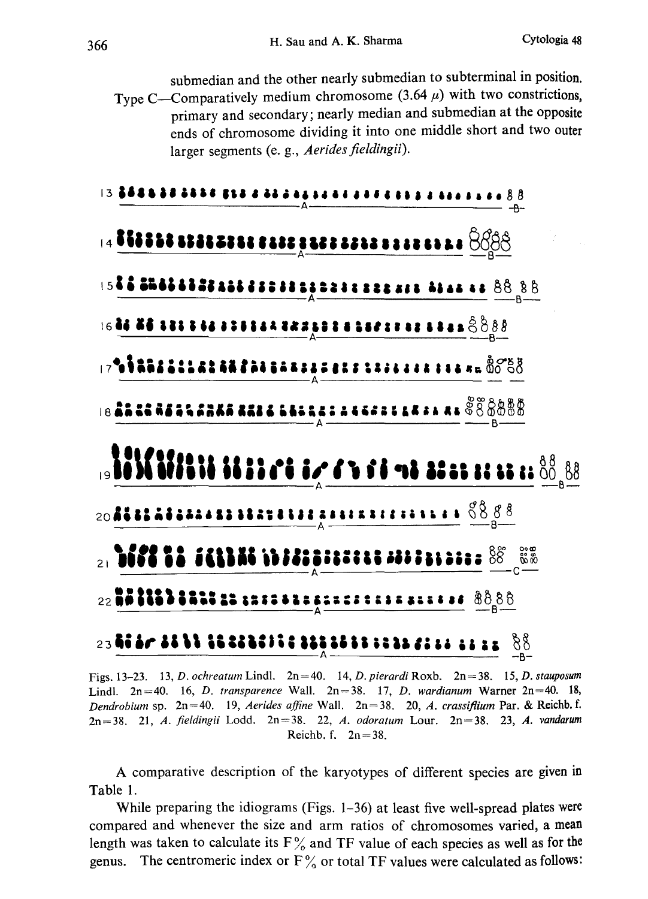submedian and the other nearly submedian to subterminal in position.

Type C—Comparatively medium chromosome (3.64 $\mu$) with two constrictions, primary and secondary; nearly median and submedian at the opposite ends of chromosome dividing it into one middle short and two outer larger segments (e. g., *Aerides fieldingii*).

Figs. 13–23. 13, *D. ochreatum* Lindl. 2n=40. 14, *D. pierardi* Roxb. 2n=38. 15, *D. stauposum* Lindl. 2n=40. 16, *D. transparence* Wall. 2n=38. 17, *D. wardianum* Warner 2n=40. 18, *Dendrobium* sp. 2n=40. 19, *Aerides affine* Wall. 2n=38. 20, *A. crassiflium* Par. & Reichb. f. 2n=38. 21, *A. fieldingii* Lodd. 2n=38. 22, *A. odoratum* Lour. 2n=38. 23, *A. vandarum* Reichb. f. 2n=38.

A comparative description of the karyotypes of different species are given in Table 1.

While preparing the idiograms (Figs. 1–36) at least five well-spread plates were compared and whenever the size and arm ratios of chromosomes varied, a mean length was taken to calculate its F% and TF value of each species as well as for the genus. The centromeric index or F% or total TF values were calculated as follows: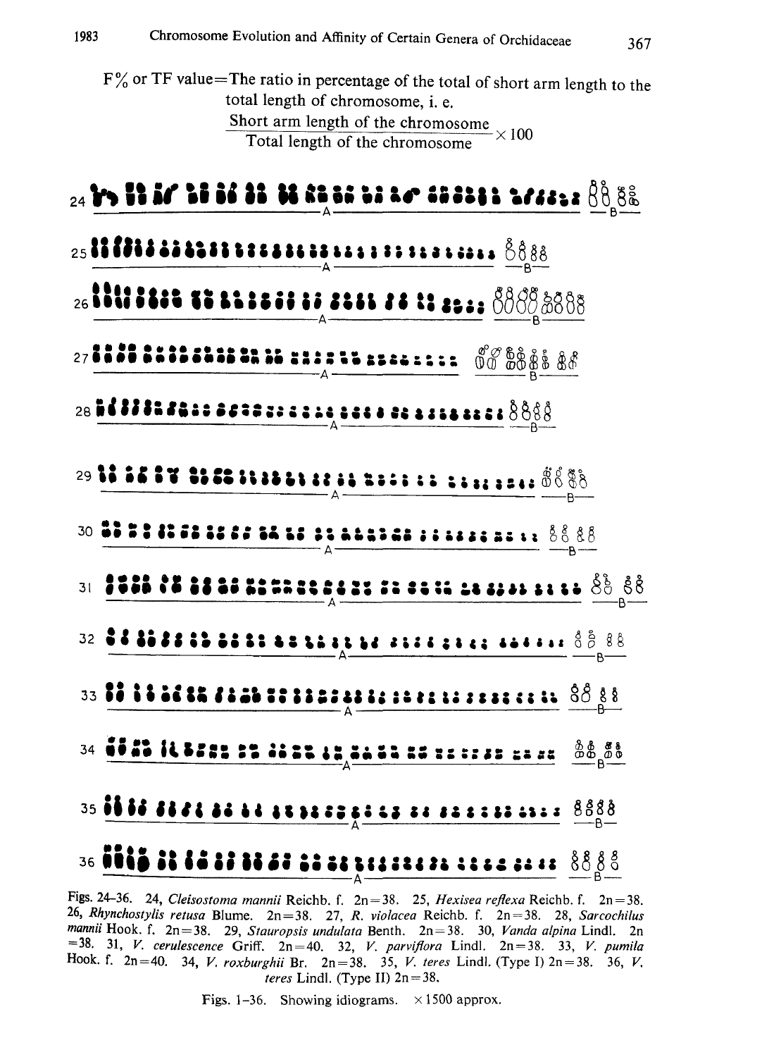F% or TF value=The ratio in percentage of the total of short arm length to the total length of chromosome, i. e.

$$\frac{\text{Short arm length of the chromosome}}{\text{Total length of the chromosome}} \times 100$$

Figs. 24–36. 24, *Cleisostoma mannii* Reichb. f. 2n=38. 25, *Hexisea reflexa* Reichb. f. 2n=38. 26, *Rhynchostylis retusa* Blume. 2n=38. 27, *R. violacea* Reichb. f. 2n=38. 28, *Sarcochilus mannii* Hook. f. 2n=38. 29, *Stauropsis undulata* Benth. 2n=38. 30, *Vanda alpina* Lindl. 2n=38. 31, *V. cerulescence* Griff. 2n=40. 32, *V. parviflora* Lindl. 2n=38. 33, *V. pumila* Hook. f. 2n=40. 34, *V. roxburghii* Br. 2n=38. 35, *V. teres* Lindl. (Type I) 2n=38. 36, *V. teres* Lindl. (Type II) 2n=38.

Figs. 1–36. Showing idiograms. ×1500 approx.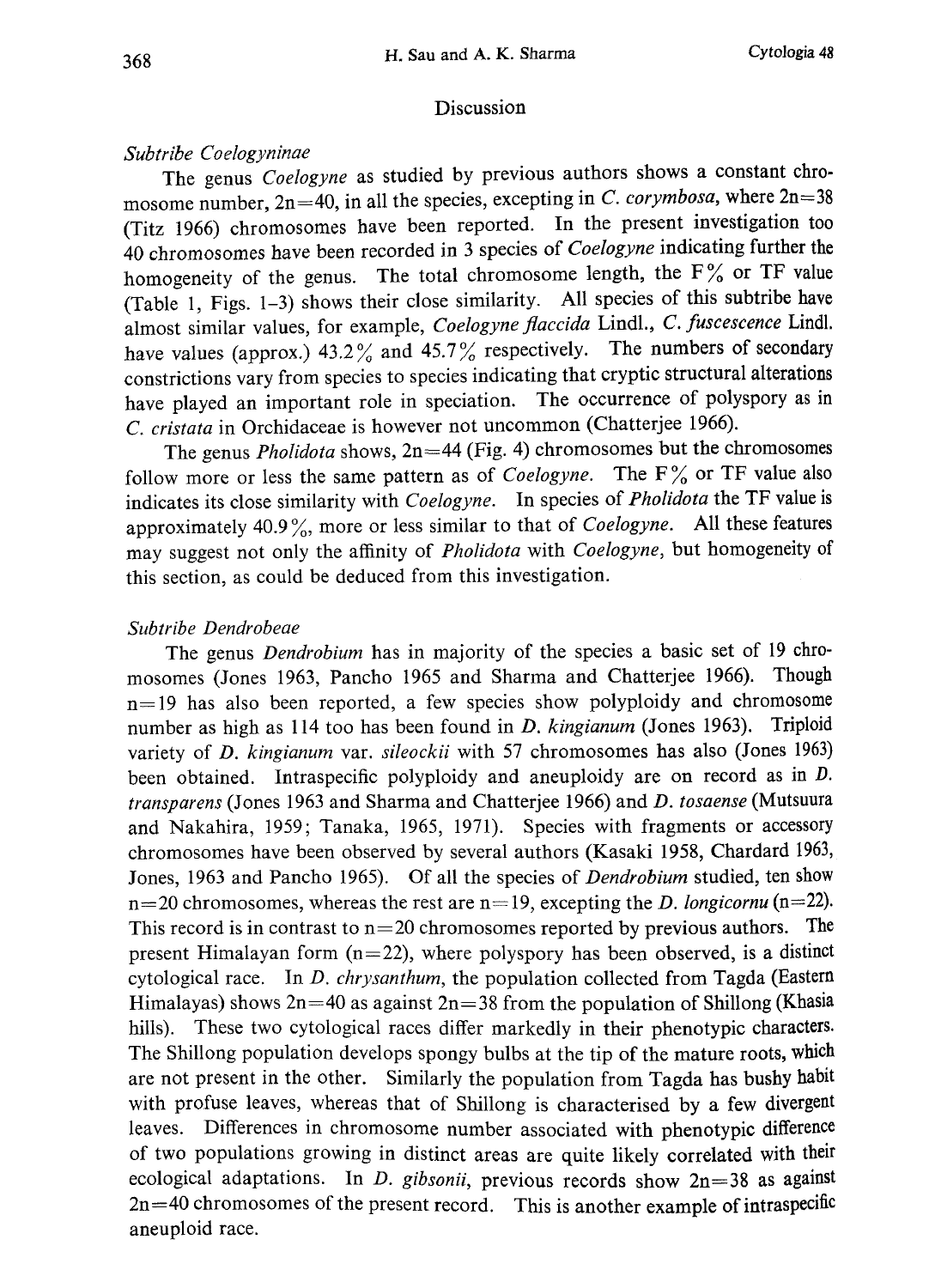## Discussion

### *Subtribe Coelogyninae*

The genus *Coelogyne* as studied by previous authors shows a constant chromosome number, $2n=40$, in all the species, excepting in *C. corymbosa*, where $2n=38$ (Titz 1966) chromosomes have been reported. In the present investigation too 40 chromosomes have been recorded in 3 species of *Coelogyne* indicating further the homogeneity of the genus. The total chromosome length, the F% or TF value (Table 1, Figs. 1–3) shows their close similarity. All species of this subtribe have almost similar values, for example, *Coelogyne flaccida* Lindl., *C. fuscescence* Lindl. have values (approx.) 43.2% and 45.7% respectively. The numbers of secondary constrictions vary from species to species indicating that cryptic structural alterations have played an important role in speciation. The occurrence of polyspory as in *C. cristata* in Orchidaceae is however not uncommon (Chatterjee 1966).

The genus *Pholidota* shows, $2n=44$ (Fig. 4) chromosomes but the chromosomes follow more or less the same pattern as of *Coelogyne*. The F% or TF value also indicates its close similarity with *Coelogyne*. In species of *Pholidota* the TF value is approximately 40.9%, more or less similar to that of *Coelogyne*. All these features may suggest not only the affinity of *Pholidota* with *Coelogyne*, but homogeneity of this section, as could be deduced from this investigation.

### *Subtribe Dendrobeae*

The genus *Dendrobium* has in majority of the species a basic set of 19 chromosomes (Jones 1963, Pancho 1965 and Sharma and Chatterjee 1966). Though $n=19$ has also been reported, a few species show polyploidy and chromosome number as high as 114 too has been found in *D. kingianum* (Jones 1963). Triploid variety of *D. kingianum* var. *sileockii* with 57 chromosomes has also (Jones 1963) been obtained. Intraspecific polyploidy and aneuploidy are on record as in *D. transparens* (Jones 1963 and Sharma and Chatterjee 1966) and *D. tosaense* (Mutsuura and Nakahira, 1959; Tanaka, 1965, 1971). Species with fragments or accessory chromosomes have been observed by several authors (Kasaki 1958, Chardard 1963, Jones, 1963 and Pancho 1965). Of all the species of *Dendrobium* studied, ten show $n=20$ chromosomes, whereas the rest are $n=19$, excepting the *D. longicornu* ($n=22$). This record is in contrast to $n=20$ chromosomes reported by previous authors. The present Himalayan form ($n=22$), where polyspory has been observed, is a distinct cytological race. In *D. chrysanthum*, the population collected from Tagda (Eastern Himalayas) shows $2n=40$ as against $2n=38$ from the population of Shillong (Khasia hills). These two cytological races differ markedly in their phenotypic characters. The Shillong population develops spongy bulbs at the tip of the mature roots, which are not present in the other. Similarly the population from Tagda has bushy habit with profuse leaves, whereas that of Shillong is characterised by a few divergent leaves. Differences in chromosome number associated with phenotypic difference of two populations growing in distinct areas are quite likely correlated with their ecological adaptations. In *D. gibsonii*, previous records show $2n=38$ as against $2n=40$ chromosomes of the present record. This is another example of intraspecific aneuploid race.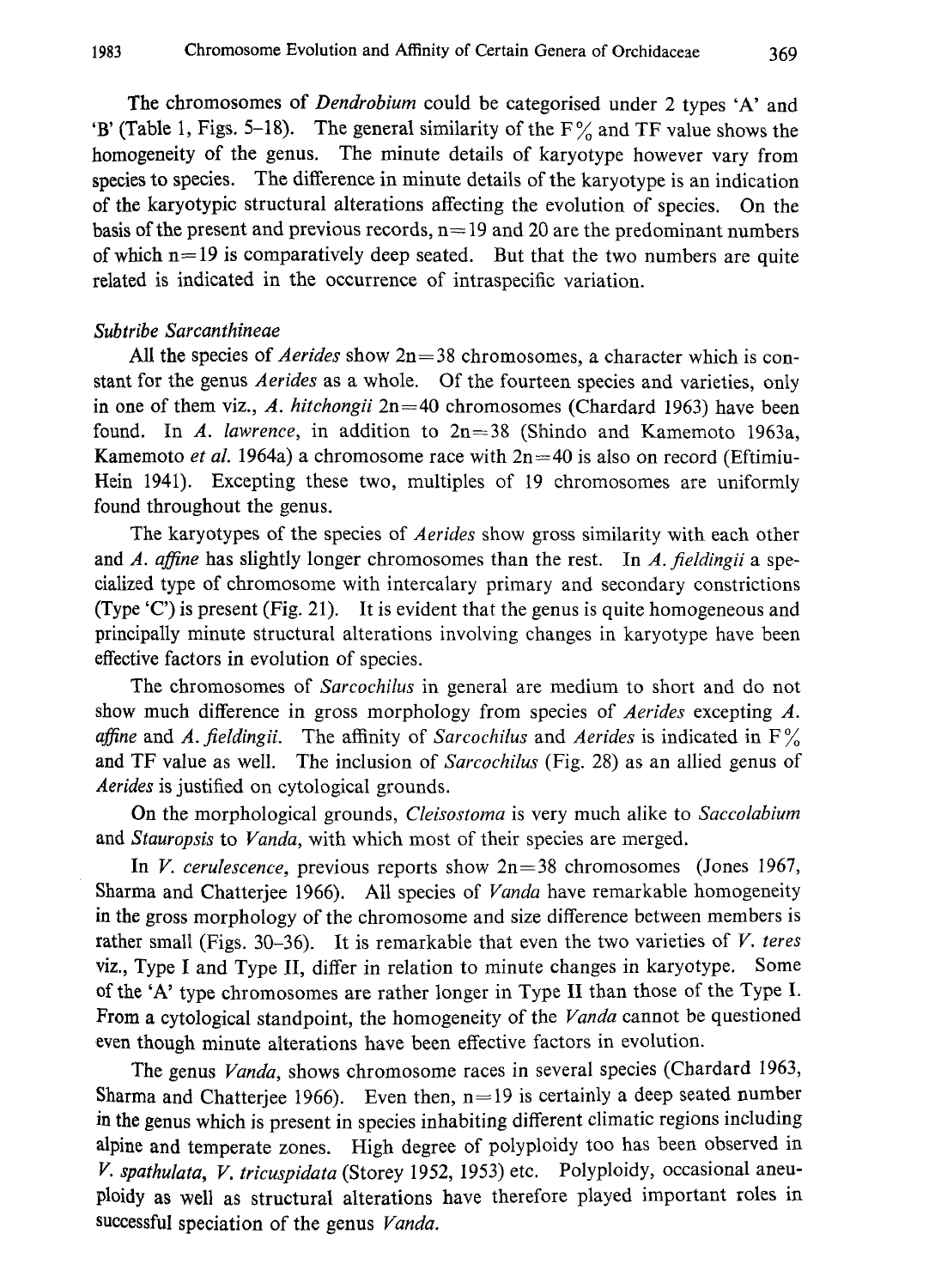The chromosomes of *Dendrobium* could be categorised under 2 types 'A' and 'B' (Table 1, Figs. 5–18). The general similarity of the F% and TF value shows the homogeneity of the genus. The minute details of karyotype however vary from species to species. The difference in minute details of the karyotype is an indication of the karyotypic structural alterations affecting the evolution of species. On the basis of the present and previous records, n=19 and 20 are the predominant numbers of which n=19 is comparatively deep seated. But that the two numbers are quite related is indicated in the occurrence of intraspecific variation.

*Subtribe Sarcanthineae*

All the species of *Aerides* show 2n=38 chromosomes, a character which is constant for the genus *Aerides* as a whole. Of the fourteen species and varieties, only in one of them viz., *A. hitchongii* 2n=40 chromosomes (Chardard 1963) have been found. In *A. lawrence*, in addition to 2n=38 (Shindo and Kamemoto 1963a, Kamemoto *et al.* 1964a) a chromosome race with 2n=40 is also on record (Eftimiu-Hein 1941). Excepting these two, multiples of 19 chromosomes are uniformly found throughout the genus.

The karyotypes of the species of *Aerides* show gross similarity with each other and *A. affine* has slightly longer chromosomes than the rest. In *A. fieldingii* a specialized type of chromosome with intercalary primary and secondary constrictions (Type 'C') is present (Fig. 21). It is evident that the genus is quite homogeneous and principally minute structural alterations involving changes in karyotype have been effective factors in evolution of species.

The chromosomes of *Sarcochilus* in general are medium to short and do not show much difference in gross morphology from species of *Aerides* excepting *A. affine* and *A. fieldingii*. The affinity of *Sarcochilus* and *Aerides* is indicated in F% and TF value as well. The inclusion of *Sarcochilus* (Fig. 28) as an allied genus of *Aerides* is justified on cytological grounds.

On the morphological grounds, *Cleisostoma* is very much alike to *Saccolabium* and *Stauropsis* to *Vanda*, with which most of their species are merged.

In *V. cerulescence*, previous reports show 2n=38 chromosomes (Jones 1967, Sharma and Chatterjee 1966). All species of *Vanda* have remarkable homogeneity in the gross morphology of the chromosome and size difference between members is rather small (Figs. 30–36). It is remarkable that even the two varieties of *V. teres* viz., Type I and Type II, differ in relation to minute changes in karyotype. Some of the 'A' type chromosomes are rather longer in Type II than those of the Type I. From a cytological standpoint, the homogeneity of the *Vanda* cannot be questioned even though minute alterations have been effective factors in evolution.

The genus *Vanda*, shows chromosome races in several species (Chardard 1963, Sharma and Chatterjee 1966). Even then, n=19 is certainly a deep seated number in the genus which is present in species inhabiting different climatic regions including alpine and temperate zones. High degree of polyploidy too has been observed in *V. spathulata*, *V. tricuspidata* (Storey 1952, 1953) etc. Polyploidy, occasional aneuploidy as well as structural alterations have therefore played important roles in successful speciation of the genus *Vanda*.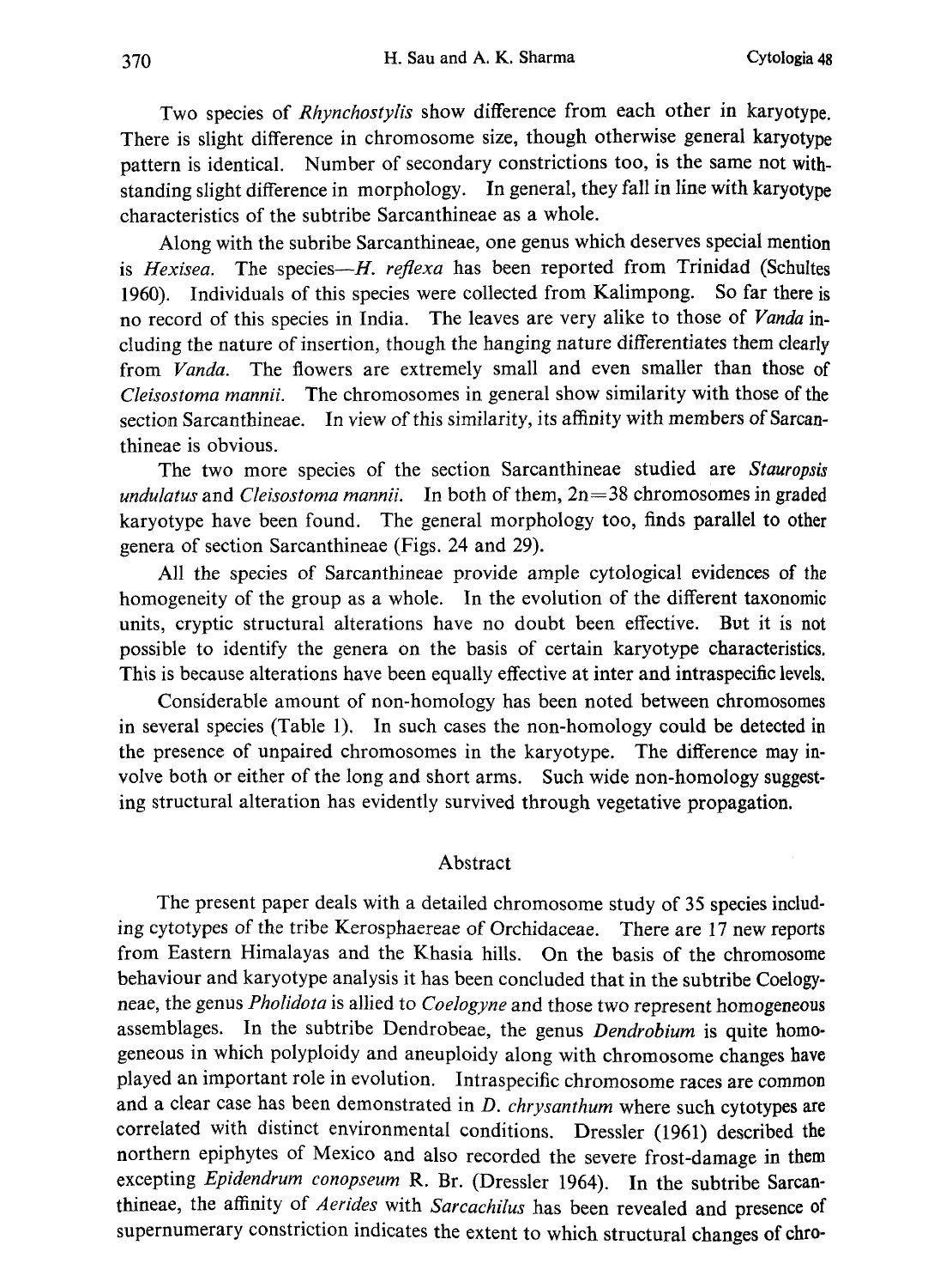Two species of *Rhynchostylis* show difference from each other in karyotype. There is slight difference in chromosome size, though otherwise general karyotype pattern is identical. Number of secondary constrictions too, is the same not withstanding slight difference in morphology. In general, they fall in line with karyotype characteristics of the subtribe Sarcanthineae as a whole.

Along with the subribe Sarcanthineae, one genus which deserves special mention is *Hexisea*. The species—*H. reflexa* has been reported from Trinidad (Schultes 1960). Individuals of this species were collected from Kalimpong. So far there is no record of this species in India. The leaves are very alike to those of *Vanda* including the nature of insertion, though the hanging nature differentiates them clearly from *Vanda*. The flowers are extremely small and even smaller than those of *Cleisostoma mannii*. The chromosomes in general show similarity with those of the section Sarcanthineae. In view of this similarity, its affinity with members of Sarcanthineae is obvious.

The two more species of the section Sarcanthineae studied are *Stauropsis undulatus* and *Cleisostoma mannii*. In both of them, 2n=38 chromosomes in graded karyotype have been found. The general morphology too, finds parallel to other genera of section Sarcanthineae (Figs. 24 and 29).

All the species of Sarcanthineae provide ample cytological evidences of the homogeneity of the group as a whole. In the evolution of the different taxonomic units, cryptic structural alterations have no doubt been effective. But it is not possible to identify the genera on the basis of certain karyotype characteristics. This is because alterations have been equally effective at inter and intraspecific levels.

Considerable amount of non-homology has been noted between chromosomes in several species (Table 1). In such cases the non-homology could be detected in the presence of unpaired chromosomes in the karyotype. The difference may involve both or either of the long and short arms. Such wide non-homology suggesting structural alteration has evidently survived through vegetative propagation.

## Abstract

The present paper deals with a detailed chromosome study of 35 species including cytotypes of the tribe Kerosphaereae of Orchidaceae. There are 17 new reports from Eastern Himalayas and the Khasia hills. On the basis of the chromosome behaviour and karyotype analysis it has been concluded that in the subtribe Coelogyneae, the genus *Pholidota* is allied to *Coelogyne* and those two represent homogeneous assemblages. In the subtribe Dendrobeae, the genus *Dendrobium* is quite homogeneous in which polyploidy and aneuploidy along with chromosome changes have played an important role in evolution. Intraspecific chromosome races are common and a clear case has been demonstrated in *D. chrysanthum* where such cytotypes are correlated with distinct environmental conditions. Dressler (1961) described the northern epiphytes of Mexico and also recorded the severe frost-damage in them excepting *Epidendrum conopseum* R. Br. (Dressler 1964). In the subtribe Sarcanthineae, the affinity of *Aerides* with *Sarcachilus* has been revealed and presence of supernumerary constriction indicates the extent to which structural changes of chro-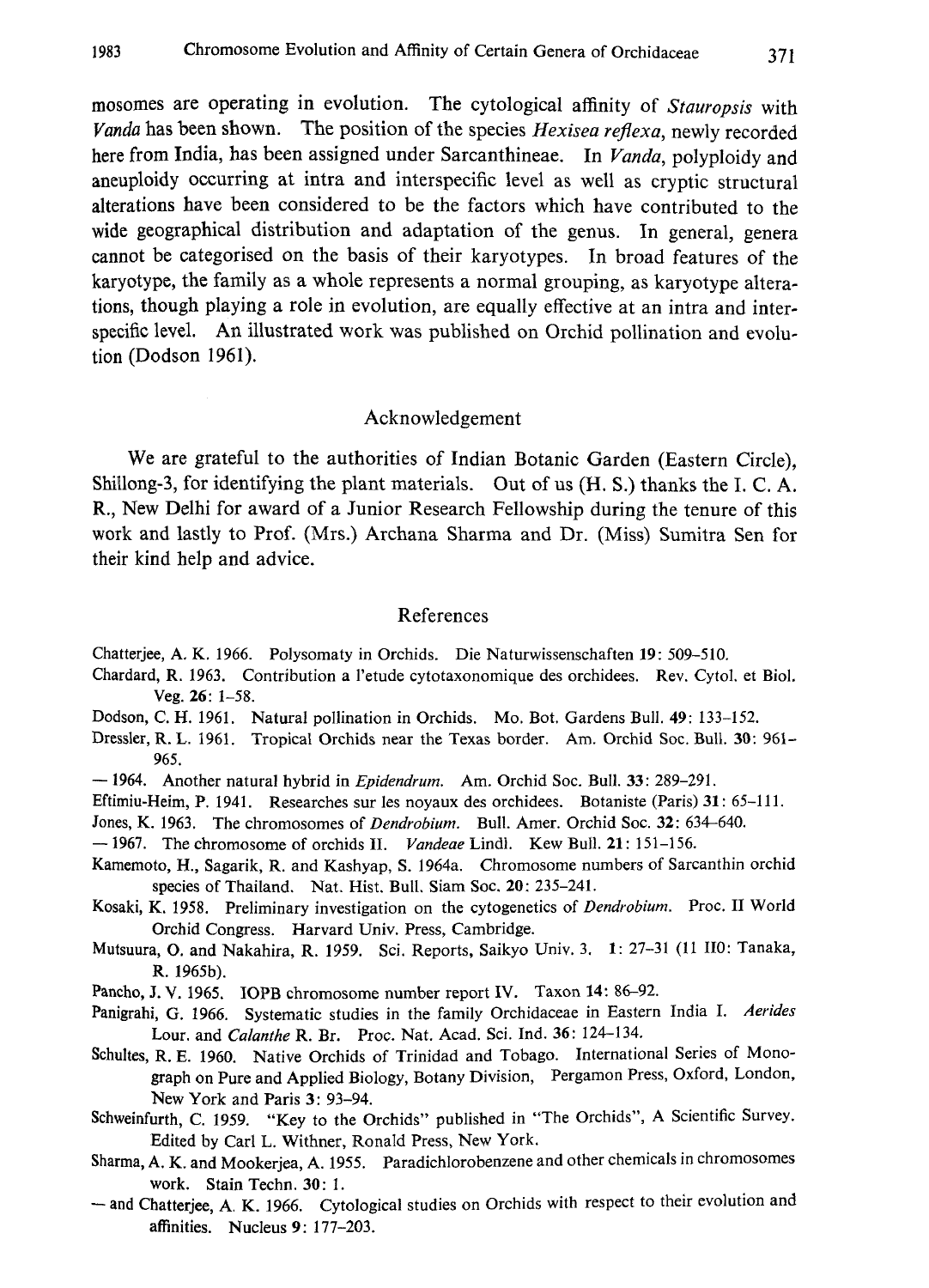mosomes are operating in evolution. The cytological affinity of *Stauropsis* with *Vanda* has been shown. The position of the species *Hexisea reflexa*, newly recorded here from India, has been assigned under Sarcanthineae. In *Vanda*, polyploidy and aneuploidy occurring at intra and interspecific level as well as cryptic structural alterations have been considered to be the factors which have contributed to the wide geographical distribution and adaptation of the genus. In general, genera cannot be categorised on the basis of their karyotypes. In broad features of the karyotype, the family as a whole represents a normal grouping, as karyotype alterations, though playing a role in evolution, are equally effective at an intra and interspecific level. An illustrated work was published on Orchid pollination and evolution (Dodson 1961).

## Acknowledgement

We are grateful to the authorities of Indian Botanic Garden (Eastern Circle), Shillong-3, for identifying the plant materials. Out of us (H. S.) thanks the I. C. A. R., New Delhi for award of a Junior Research Fellowship during the tenure of this work and lastly to Prof. (Mrs.) Archana Sharma and Dr. (Miss) Sumitra Sen for their kind help and advice.

## References

Chatterjee, A. K. 1966. Polysomaty in Orchids. Die Naturwissenschaften **19**: 509–510.

Chardard, R. 1963. Contribution a l'etude cytotaxonomique des orchidees. Rev. Cytol. et Biol. Veg. **26**: 1–58.

Dodson, C. H. 1961. Natural pollination in Orchids. Mo. Bot. Gardens Bull. **49**: 133–152.

Dressler, R. L. 1961. Tropical Orchids near the Texas border. Am. Orchid Soc. Bull. **30**: 961–965.

— 1964. Another natural hybrid in *Epidendrum*. Am. Orchid Soc. Bull. **33**: 289–291.

Eftimiu-Heim, P. 1941. Researches sur les noyaux des orchidees. Botaniste (Paris) **31**: 65–111.

Jones, K. 1963. The chromosomes of *Dendrobium*. Bull. Amer. Orchid Soc. **32**: 634–640.

— 1967. The chromosome of orchids II. *Vandeae* Lindl. Kew Bull. **21**: 151–156.

Kamemoto, H., Sagarik, R. and Kashyap, S. 1964a. Chromosome numbers of Sarcanthin orchid species of Thailand. Nat. Hist. Bull. Siam Soc. **20**: 235–241.

Kosaki, K. 1958. Preliminary investigation on the cytogenetics of *Dendrobium*. Proc. II World Orchid Congress. Harvard Univ. Press, Cambridge.

Mutsuura, O. and Nakahira, R. 1959. Sci. Reports, Saikyo Univ. 3. **1**: 27–31 (11 IIO: Tanaka, R. 1965b).

Pancho, J. V. 1965. IOPB chromosome number report IV. Taxon **14**: 86–92.

Panigrahi, G. 1966. Systematic studies in the family Orchidaceae in Eastern India I. *Aerides* Lour. and *Calanthe* R. Br. Proc. Nat. Acad. Sci. Ind. **36**: 124–134.

Schultes, R. E. 1960. Native Orchids of Trinidad and Tobago. International Series of Monograph on Pure and Applied Biology, Botany Division, Pergamon Press, Oxford, London, New York and Paris **3**: 93–94.

Schweinfurth, C. 1959. "Key to the Orchids" published in "The Orchids", A Scientific Survey. Edited by Carl L. Withner, Ronald Press, New York.

Sharma, A. K. and Mookerjea, A. 1955. Paradichlorobenzene and other chemicals in chromosomes work. Stain Techn. **30**: 1.

— and Chatterjee, A. K. 1966. Cytological studies on Orchids with respect to their evolution and affinities. Nucleus **9**: 177–203.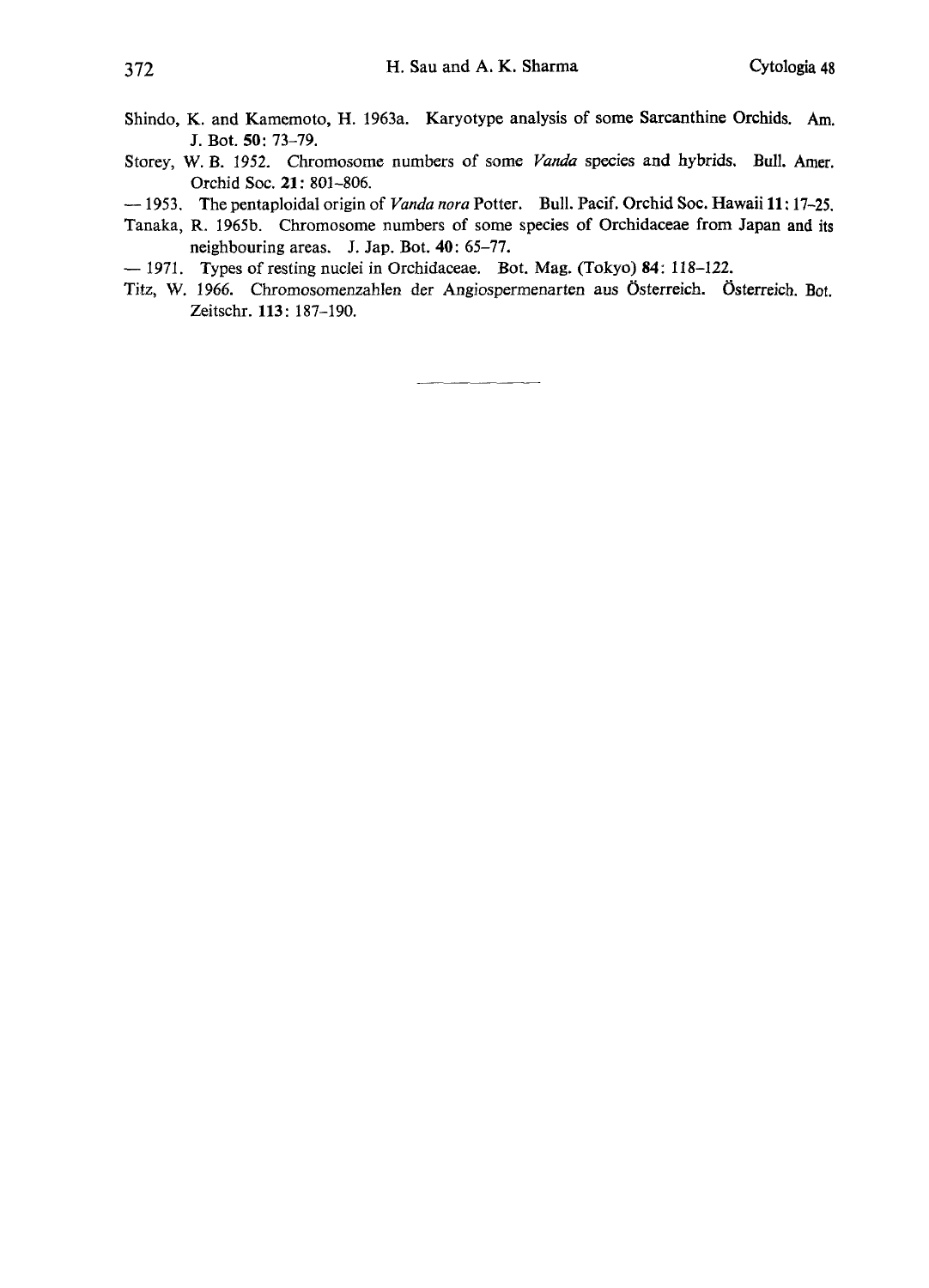Shindo, K. and Kamemoto, H. 1963a. Karyotype analysis of some Sarcanthine Orchids. Am. J. Bot. **50**: 73–79.

Storey, W. B. 1952. Chromosome numbers of some *Vanda* species and hybrids. Bull. Amer. Orchid Soc. **21**: 801–806.

— 1953. The pentaploidal origin of *Vanda nora* Potter. Bull. Pacif. Orchid Soc. Hawaii **11**: 17–25.

Tanaka, R. 1965b. Chromosome numbers of some species of Orchidaceae from Japan and its neighbouring areas. J. Jap. Bot. **40**: 65–77.

— 1971. Types of resting nuclei in Orchidaceae. Bot. Mag. (Tokyo) **84**: 118–122.

Titz, W. 1966. Chromosomenzahlen der Angiospermenarten aus Österreich. Österreich. Bot. Zeitschr. **113**: 187–190.